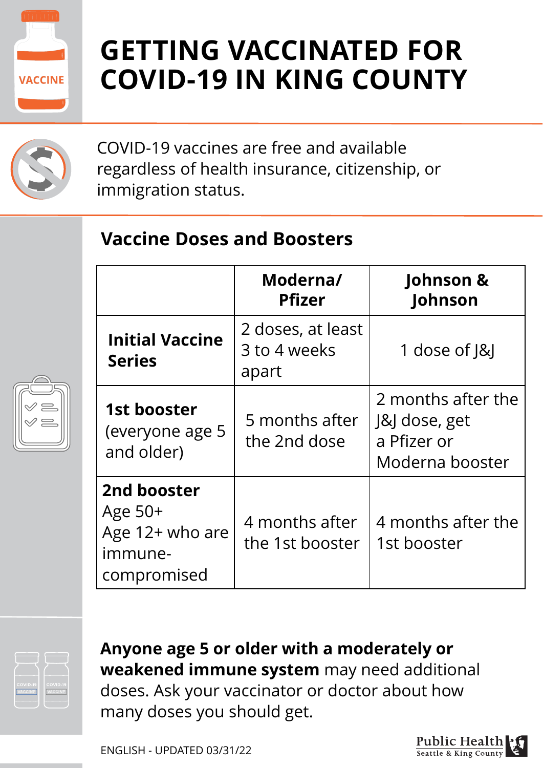# GETTING VACCINATED FOR COVID-19 IN KING COUNTY

COVID-19 vaccines are free and available regardless of health insurance, citizenship, or immigration status.

## Vaccine Doses and Boosters

| | Moderna/ Pfizer | Johnson & Johnson |
|---|---|---|
| **Initial Vaccine Series** | 2 doses, at least 3 to 4 weeks apart | 1 dose of J&J |
| **1st booster** (everyone age 5 and older) | 5 months after the 2nd dose | 2 months after the J&J dose, get a Pfizer or Moderna booster |
| **2nd booster** Age 50+ Age 12+ who are immune-compromised | 4 months after the 1st booster | 4 months after the 1st booster |

**Anyone age 5 or older with a moderately or weakened immune system** may need additional doses. Ask your vaccinator or doctor about how many doses you should get.

ENGLISH - UPDATED 03/31/22

Public Health
Seattle & King County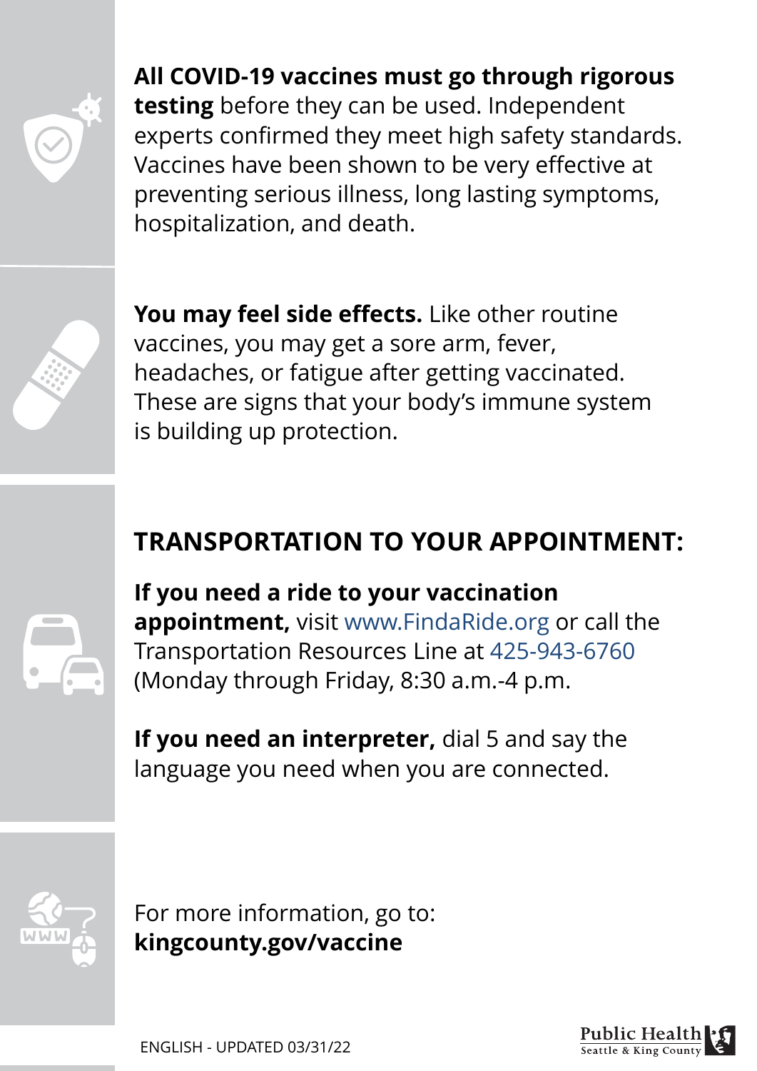**All COVID-19 vaccines must go through rigorous testing** before they can be used. Independent experts confirmed they meet high safety standards. Vaccines have been shown to be very effective at preventing serious illness, long lasting symptoms, hospitalization, and death.

**You may feel side effects.** Like other routine vaccines, you may get a sore arm, fever, headaches, or fatigue after getting vaccinated. These are signs that your body's immune system is building up protection.

## TRANSPORTATION TO YOUR APPOINTMENT:

**If you need a ride to your vaccination appointment,** visit www.FindaRide.org or call the Transportation Resources Line at 425-943-6760 (Monday through Friday, 8:30 a.m.-4 p.m.

**If you need an interpreter,** dial 5 and say the language you need when you are connected.

For more information, go to:
**kingcounty.gov/vaccine**

ENGLISH - UPDATED 03/31/22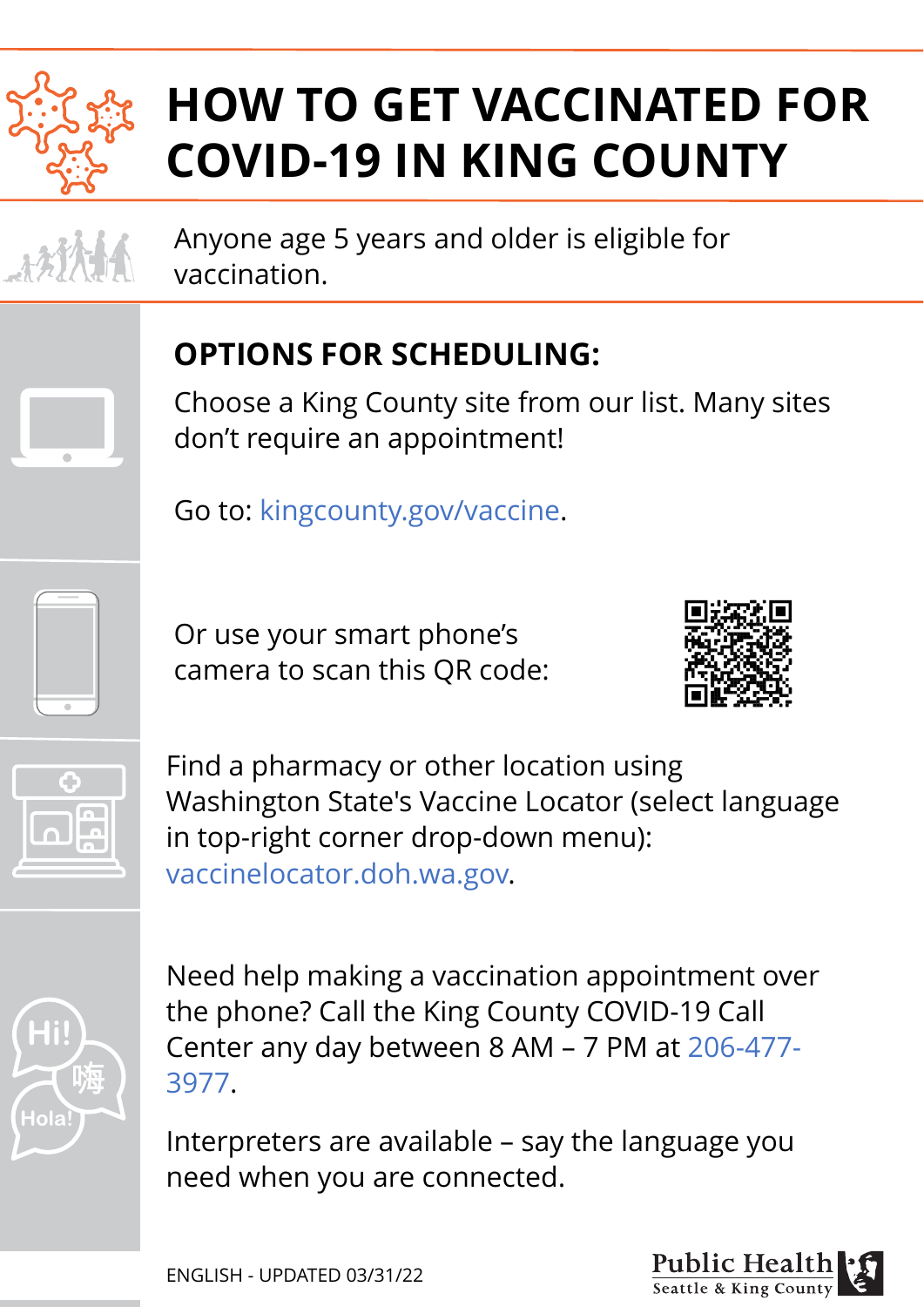# HOW TO GET VACCINATED FOR COVID-19 IN KING COUNTY

Anyone age 5 years and older is eligible for vaccination.

## OPTIONS FOR SCHEDULING:

Choose a King County site from our list. Many sites don't require an appointment!

Go to: kingcounty.gov/vaccine.

Or use your smart phone's camera to scan this QR code:

Find a pharmacy or other location using Washington State's Vaccine Locator (select language in top-right corner drop-down menu): vaccinelocator.doh.wa.gov.

Need help making a vaccination appointment over the phone? Call the King County COVID-19 Call Center any day between 8 AM – 7 PM at 206-477-3977.

Interpreters are available – say the language you need when you are connected.

ENGLISH - UPDATED 03/31/22

Public Health
Seattle & King County